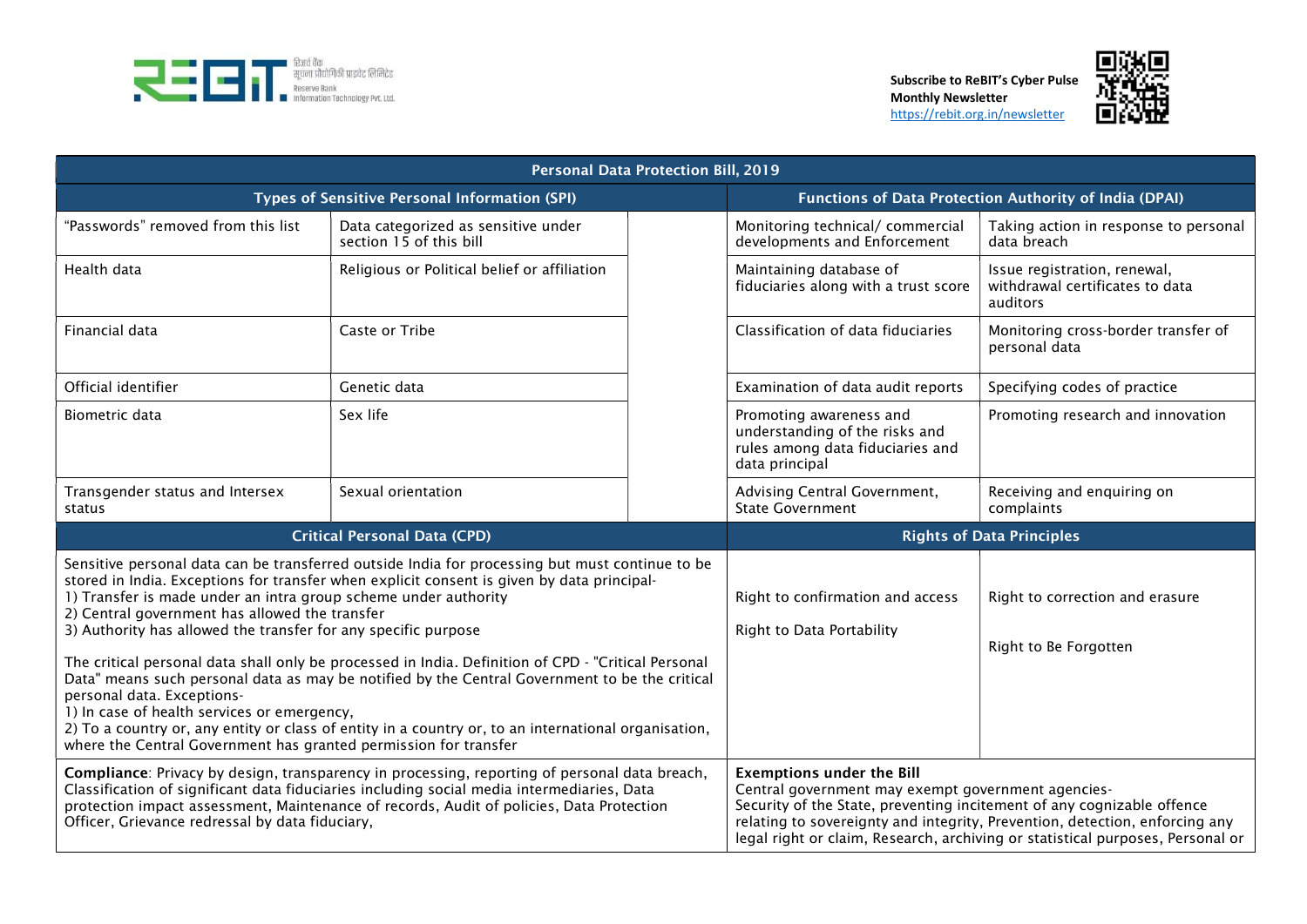Subscribe to ReBIT's Cyber Pulse Monthly Newsletter
https://rebit.org.in/newsletter

# Personal Data Protection Bill, 2019

## Types of Sensitive Personal Information (SPI)

| | |
|---|---|
| "Passwords" removed from this list | Data categorized as sensitive under section 15 of this bill |
| Health data | Religious or Political belief or affiliation |
| Financial data | Caste or Tribe |
| Official identifier | Genetic data |
| Biometric data | Sex life |
| Transgender status and Intersex status | Sexual orientation |

## Functions of Data Protection Authority of India (DPAI)

| | |
|---|---|
| Monitoring technical/ commercial developments and Enforcement | Taking action in response to personal data breach |
| Maintaining database of fiduciaries along with a trust score | Issue registration, renewal, withdrawal certificates to data auditors |
| Classification of data fiduciaries | Monitoring cross-border transfer of personal data |
| Examination of data audit reports | Specifying codes of practice |
| Promoting awareness and understanding of the risks and rules among data fiduciaries and data principal | Promoting research and innovation |
| Advising Central Government, State Government | Receiving and enquiring on complaints |

## Critical Personal Data (CPD)

Sensitive personal data can be transferred outside India for processing but must continue to be stored in India. Exceptions for transfer when explicit consent is given by data principal-
1) Transfer is made under an intra group scheme under authority
2) Central government has allowed the transfer
3) Authority has allowed the transfer for any specific purpose

The critical personal data shall only be processed in India. Definition of CPD - "Critical Personal Data" means such personal data as may be notified by the Central Government to be the critical personal data. Exceptions-
1) In case of health services or emergency,
2) To a country or, any entity or class of entity in a country or, to an international organisation, where the Central Government has granted permission for transfer

## Rights of Data Principles

| | |
|---|---|
| Right to confirmation and access | Right to correction and erasure |
| Right to Data Portability | Right to Be Forgotten |

**Compliance**: Privacy by design, transparency in processing, reporting of personal data breach, Classification of significant data fiduciaries including social media intermediaries, Data protection impact assessment, Maintenance of records, Audit of policies, Data Protection Officer, Grievance redressal by data fiduciary,

**Exemptions under the Bill**
Central government may exempt government agencies-
Security of the State, preventing incitement of any cognizable offence relating to sovereignty and integrity, Prevention, detection, enforcing any legal right or claim, Research, archiving or statistical purposes, Personal or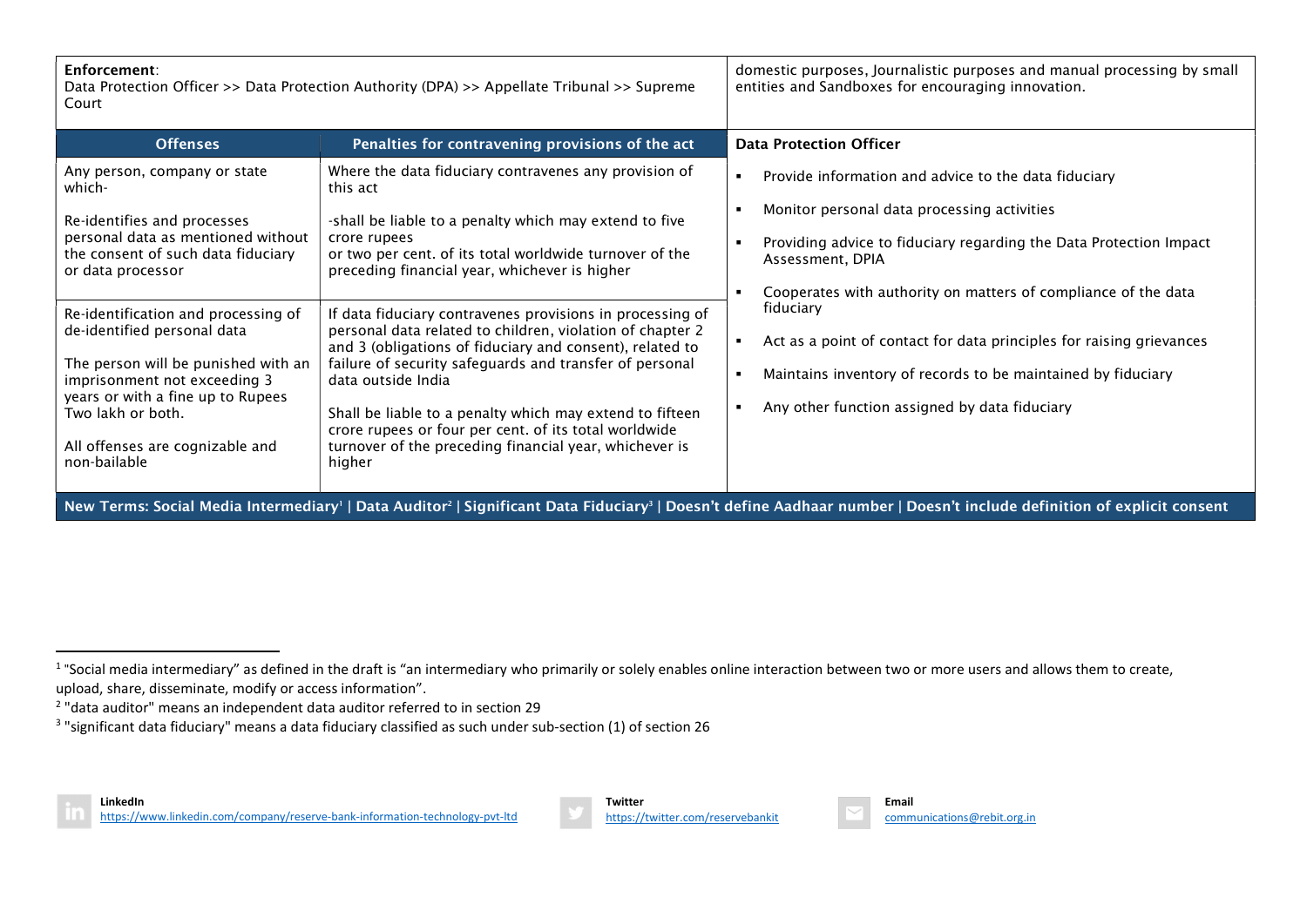**Enforcement**:
Data Protection Officer >> Data Protection Authority (DPA) >> Appellate Tribunal >> Supreme Court

domestic purposes, Journalistic purposes and manual processing by small entities and Sandboxes for encouraging innovation.

| Offenses | Penalties for contravening provisions of the act |
|---|---|
| Any person, company or state which-<br><br>Re-identifies and processes personal data as mentioned without the consent of such data fiduciary or data processor | Where the data fiduciary contravenes any provision of this act<br><br>-shall be liable to a penalty which may extend to five crore rupees<br>or two per cent. of its total worldwide turnover of the preceding financial year, whichever is higher |
| Re-identification and processing of de-identified personal data<br><br>The person will be punished with an imprisonment not exceeding 3 years or with a fine up to Rupees Two lakh or both.<br><br>All offenses are cognizable and non-bailable | If data fiduciary contravenes provisions in processing of personal data related to children, violation of chapter 2 and 3 (obligations of fiduciary and consent), related to failure of security safeguards and transfer of personal data outside India<br><br>Shall be liable to a penalty which may extend to fifteen crore rupees or four per cent. of its total worldwide turnover of the preceding financial year, whichever is higher |

**Data Protection Officer**

- Provide information and advice to the data fiduciary
- Monitor personal data processing activities
- Providing advice to fiduciary regarding the Data Protection Impact Assessment, DPIA
- Cooperates with authority on matters of compliance of the data fiduciary
- Act as a point of contact for data principles for raising grievances
- Maintains inventory of records to be maintained by fiduciary
- Any other function assigned by data fiduciary

**New Terms: Social Media Intermediary[1] | Data Auditor[2] | Significant Data Fiduciary[3] | Doesn't define Aadhaar number | Doesn't include definition of explicit consent**

---

[1] "Social media intermediary" as defined in the draft is "an intermediary who primarily or solely enables online interaction between two or more users and allows them to create, upload, share, disseminate, modify or access information".

[2] "data auditor" means an independent data auditor referred to in section 29

[3] "significant data fiduciary" means a data fiduciary classified as such under sub-section (1) of section 26

**LinkedIn**
https://www.linkedin.com/company/reserve-bank-information-technology-pvt-ltd

**Twitter**
https://twitter.com/reservebankit

**Email**
communications@rebit.org.in